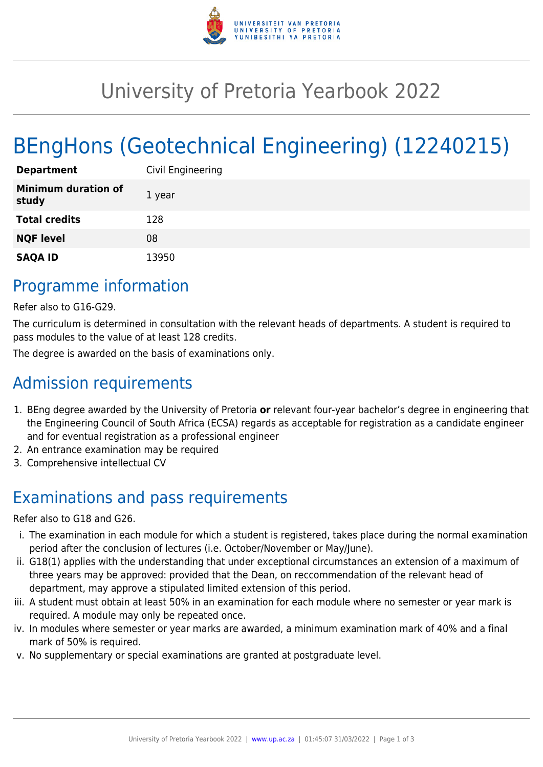# University of Pretoria Yearbook 2022

# BEngHons (Geotechnical Engineering) (12240215)

| | |
|---|---|
| **Department** | Civil Engineering |
| **Minimum duration of study** | 1 year |
| **Total credits** | 128 |
| **NQF level** | 08 |
| **SAQA ID** | 13950 |

## Programme information

Refer also to G16-G29.

The curriculum is determined in consultation with the relevant heads of departments. A student is required to pass modules to the value of at least 128 credits.

The degree is awarded on the basis of examinations only.

## Admission requirements

1. BEng degree awarded by the University of Pretoria **or** relevant four-year bachelor's degree in engineering that the Engineering Council of South Africa (ECSA) regards as acceptable for registration as a candidate engineer and for eventual registration as a professional engineer
2. An entrance examination may be required
3. Comprehensive intellectual CV

## Examinations and pass requirements

Refer also to G18 and G26.

i. The examination in each module for which a student is registered, takes place during the normal examination period after the conclusion of lectures (i.e. October/November or May/June).
ii. G18(1) applies with the understanding that under exceptional circumstances an extension of a maximum of three years may be approved: provided that the Dean, on reccommendation of the relevant head of department, may approve a stipulated limited extension of this period.
iii. A student must obtain at least 50% in an examination for each module where no semester or year mark is required. A module may only be repeated once.
iv. In modules where semester or year marks are awarded, a minimum examination mark of 40% and a final mark of 50% is required.
v. No supplementary or special examinations are granted at postgraduate level.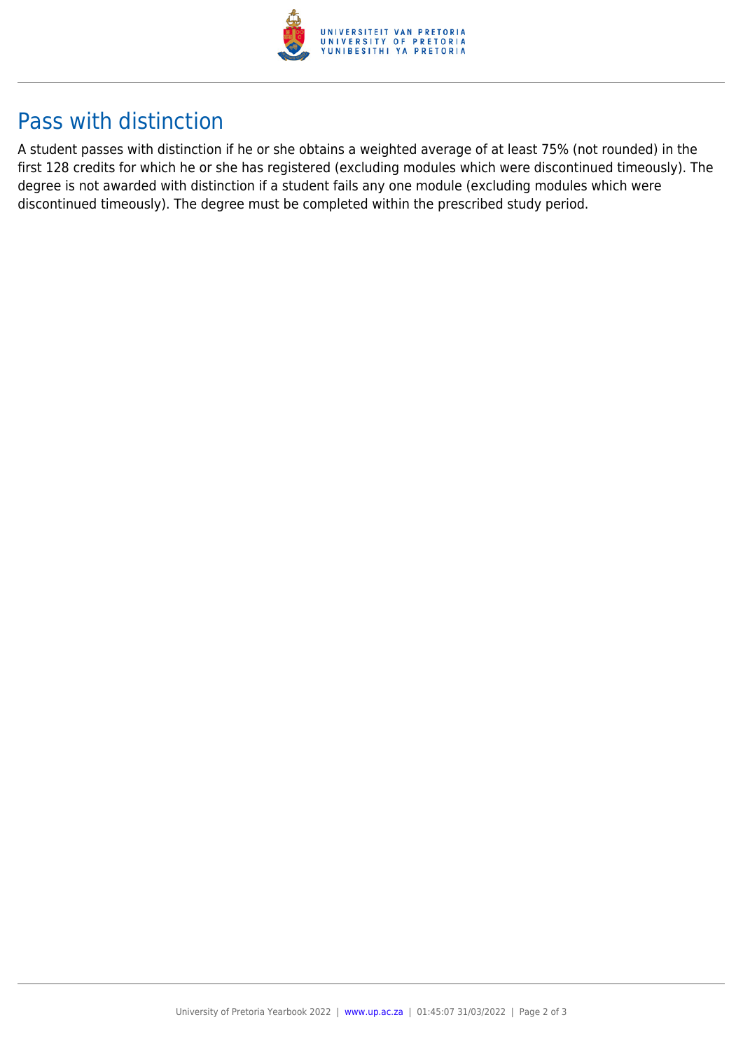## Pass with distinction

A student passes with distinction if he or she obtains a weighted average of at least 75% (not rounded) in the first 128 credits for which he or she has registered (excluding modules which were discontinued timeously). The degree is not awarded with distinction if a student fails any one module (excluding modules which were discontinued timeously). The degree must be completed within the prescribed study period.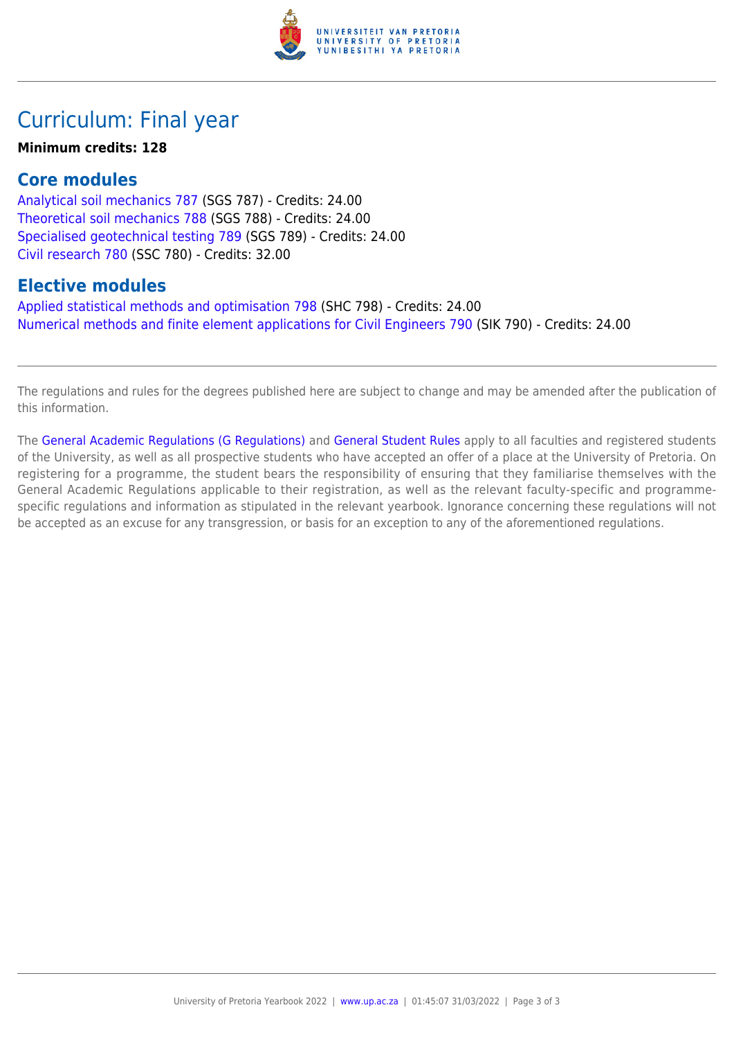# Curriculum: Final year

**Minimum credits: 128**

## Core modules

Analytical soil mechanics 787 (SGS 787) - Credits: 24.00
Theoretical soil mechanics 788 (SGS 788) - Credits: 24.00
Specialised geotechnical testing 789 (SGS 789) - Credits: 24.00
Civil research 780 (SSC 780) - Credits: 32.00

## Elective modules

Applied statistical methods and optimisation 798 (SHC 798) - Credits: 24.00
Numerical methods and finite element applications for Civil Engineers 790 (SIK 790) - Credits: 24.00

---

The regulations and rules for the degrees published here are subject to change and may be amended after the publication of this information.

The General Academic Regulations (G Regulations) and General Student Rules apply to all faculties and registered students of the University, as well as all prospective students who have accepted an offer of a place at the University of Pretoria. On registering for a programme, the student bears the responsibility of ensuring that they familiarise themselves with the General Academic Regulations applicable to their registration, as well as the relevant faculty-specific and programme-specific regulations and information as stipulated in the relevant yearbook. Ignorance concerning these regulations will not be accepted as an excuse for any transgression, or basis for an exception to any of the aforementioned regulations.